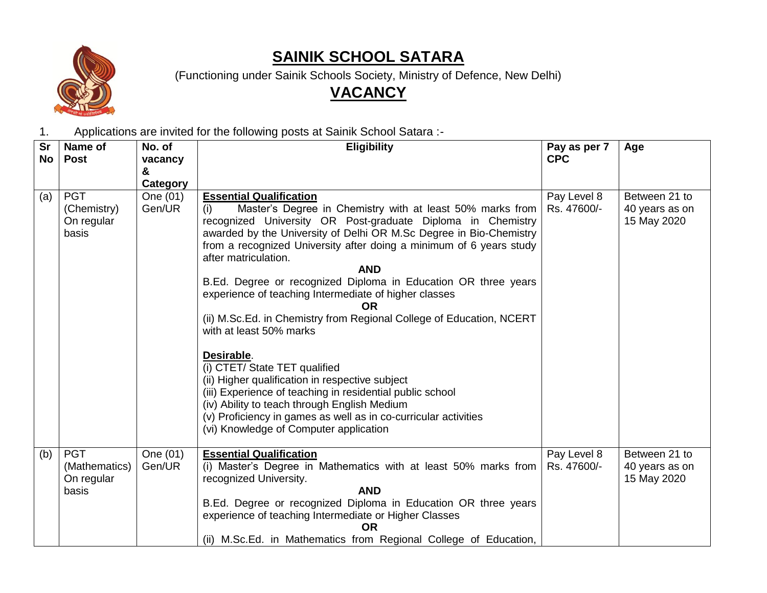# SAINIK SCHOOL SATARA

(Functioning under Sainik Schools Society, Ministry of Defence, New Delhi)

## VACANCY

1. Applications are invited for the following posts at Sainik School Satara :-

| Sr No | Name of Post | No. of vacancy & Category | Eligibility | Pay as per 7 CPC | Age |
|---|---|---|---|---|---|
| (a) | PGT (Chemistry) On regular basis | One (01) Gen/UR | **Essential Qualification**<br>(i) Master's Degree in Chemistry with at least 50% marks from recognized University OR Post-graduate Diploma in Chemistry awarded by the University of Delhi OR M.Sc Degree in Bio-Chemistry from a recognized University after doing a minimum of 6 years study after matriculation.<br>**AND**<br>B.Ed. Degree or recognized Diploma in Education OR three years experience of teaching Intermediate of higher classes<br>**OR**<br>(ii) M.Sc.Ed. in Chemistry from Regional College of Education, NCERT with at least 50% marks<br><br>**Desirable**.<br>(i) CTET/ State TET qualified<br>(ii) Higher qualification in respective subject<br>(iii) Experience of teaching in residential public school<br>(iv) Ability to teach through English Medium<br>(v) Proficiency in games as well as in co-curricular activities<br>(vi) Knowledge of Computer application | Pay Level 8 Rs. 47600/- | Between 21 to 40 years as on 15 May 2020 |
| (b) | PGT (Mathematics) On regular basis | One (01) Gen/UR | **Essential Qualification**<br>(i) Master's Degree in Mathematics with at least 50% marks from recognized University.<br>**AND**<br>B.Ed. Degree or recognized Diploma in Education OR three years experience of teaching Intermediate or Higher Classes<br>**OR**<br>(ii) M.Sc.Ed. in Mathematics from Regional College of Education, | Pay Level 8 Rs. 47600/- | Between 21 to 40 years as on 15 May 2020 |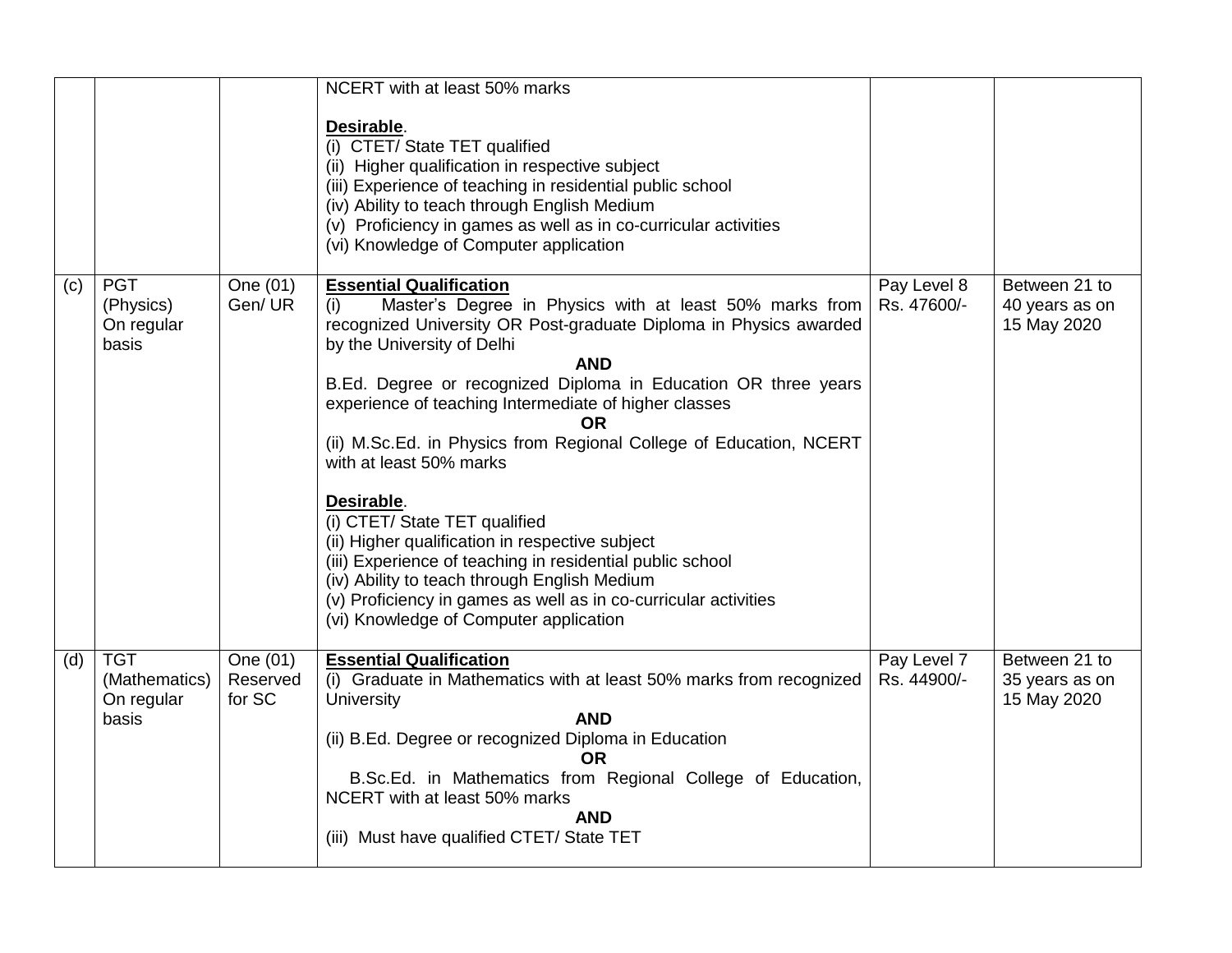| | | | | | |
|---|---|---|---|---|---|
| | | | NCERT with at least 50% marks<br><br>**Desirable**.<br>(i) CTET/ State TET qualified<br>(ii) Higher qualification in respective subject<br>(iii) Experience of teaching in residential public school<br>(iv) Ability to teach through English Medium<br>(v) Proficiency in games as well as in co-curricular activities<br>(vi) Knowledge of Computer application | | |
| (c) | PGT (Physics) On regular basis | One (01) Gen/ UR | **Essential Qualification**<br>(i) Master's Degree in Physics with at least 50% marks from recognized University OR Post-graduate Diploma in Physics awarded by the University of Delhi<br>**AND**<br>B.Ed. Degree or recognized Diploma in Education OR three years experience of teaching Intermediate of higher classes<br>**OR**<br>(ii) M.Sc.Ed. in Physics from Regional College of Education, NCERT with at least 50% marks<br><br>**Desirable**.<br>(i) CTET/ State TET qualified<br>(ii) Higher qualification in respective subject<br>(iii) Experience of teaching in residential public school<br>(iv) Ability to teach through English Medium<br>(v) Proficiency in games as well as in co-curricular activities<br>(vi) Knowledge of Computer application | Pay Level 8 Rs. 47600/- | Between 21 to 40 years as on 15 May 2020 |
| (d) | TGT (Mathematics) On regular basis | One (01) Reserved for SC | **Essential Qualification**<br>(i) Graduate in Mathematics with at least 50% marks from recognized University<br>**AND**<br>(ii) B.Ed. Degree or recognized Diploma in Education<br>**OR**<br>B.Sc.Ed. in Mathematics from Regional College of Education, NCERT with at least 50% marks<br>**AND**<br>(iii) Must have qualified CTET/ State TET | Pay Level 7 Rs. 44900/- | Between 21 to 35 years as on 15 May 2020 |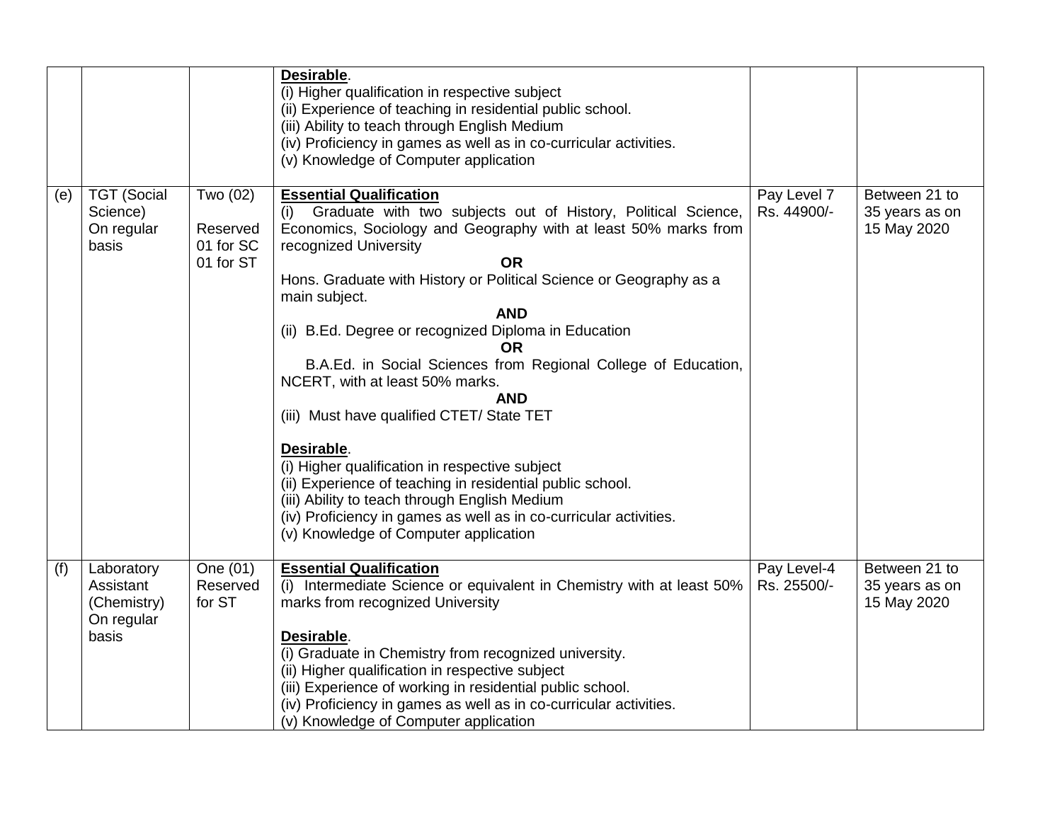| | | | | | |
|---|---|---|---|---|---|
| | | | **Desirable**.<br>(i) Higher qualification in respective subject<br>(ii) Experience of teaching in residential public school.<br>(iii) Ability to teach through English Medium<br>(iv) Proficiency in games as well as in co-curricular activities.<br>(v) Knowledge of Computer application | | |
| (e) | TGT (Social Science) On regular basis | Two (02)<br><br>Reserved 01 for SC 01 for ST | **Essential Qualification**<br>(i) Graduate with two subjects out of History, Political Science, Economics, Sociology and Geography with at least 50% marks from recognized University<br>**OR**<br>Hons. Graduate with History or Political Science or Geography as a main subject.<br>**AND**<br>(ii) B.Ed. Degree or recognized Diploma in Education<br>**OR**<br>B.A.Ed. in Social Sciences from Regional College of Education, NCERT, with at least 50% marks.<br>**AND**<br>(iii) Must have qualified CTET/ State TET<br><br>**Desirable**.<br>(i) Higher qualification in respective subject<br>(ii) Experience of teaching in residential public school.<br>(iii) Ability to teach through English Medium<br>(iv) Proficiency in games as well as in co-curricular activities.<br>(v) Knowledge of Computer application | Pay Level 7 Rs. 44900/- | Between 21 to 35 years as on 15 May 2020 |
| (f) | Laboratory Assistant (Chemistry) On regular basis | One (01) Reserved for ST | **Essential Qualification**<br>(i) Intermediate Science or equivalent in Chemistry with at least 50% marks from recognized University<br><br>**Desirable**.<br>(i) Graduate in Chemistry from recognized university.<br>(ii) Higher qualification in respective subject<br>(iii) Experience of working in residential public school.<br>(iv) Proficiency in games as well as in co-curricular activities.<br>(v) Knowledge of Computer application | Pay Level-4 Rs. 25500/- | Between 21 to 35 years as on 15 May 2020 |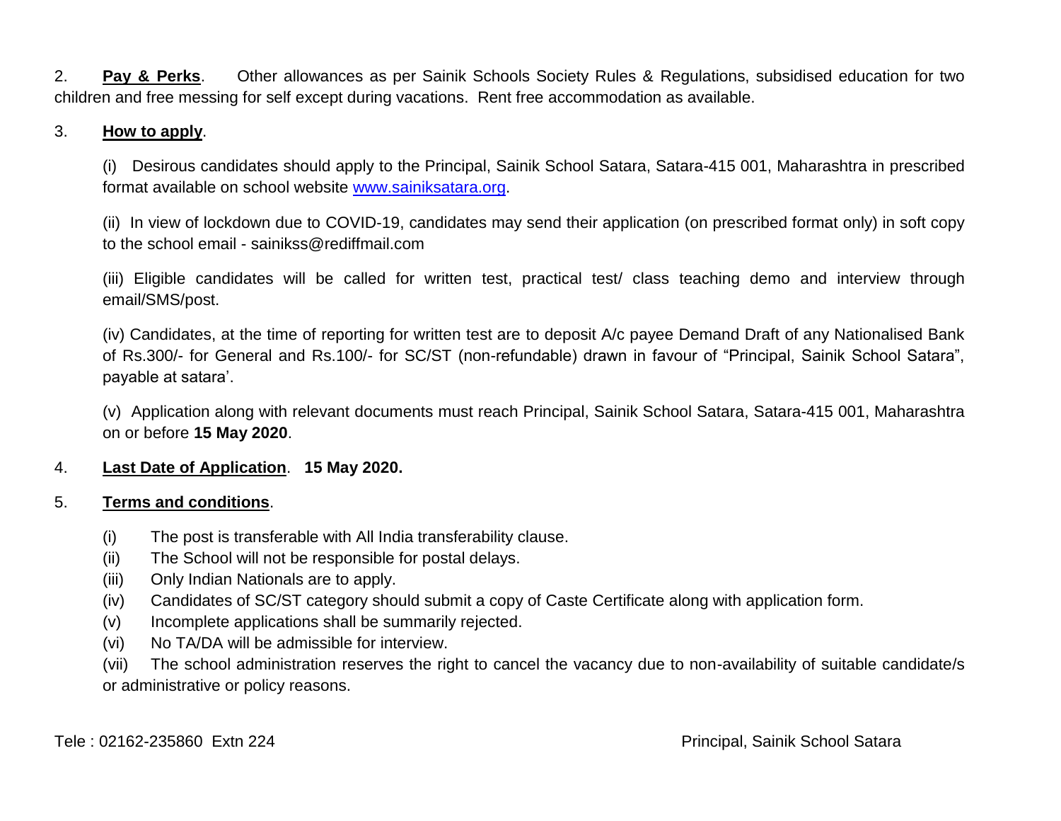2. **Pay & Perks**. Other allowances as per Sainik Schools Society Rules & Regulations, subsidised education for two children and free messing for self except during vacations. Rent free accommodation as available.

3. **How to apply**.

(i) Desirous candidates should apply to the Principal, Sainik School Satara, Satara-415 001, Maharashtra in prescribed format available on school website [www.sainiksatara.org](http://www.sainiksatara.org).

(ii) In view of lockdown due to COVID-19, candidates may send their application (on prescribed format only) in soft copy to the school email - sainikss@rediffmail.com

(iii) Eligible candidates will be called for written test, practical test/ class teaching demo and interview through email/SMS/post.

(iv) Candidates, at the time of reporting for written test are to deposit A/c payee Demand Draft of any Nationalised Bank of Rs.300/- for General and Rs.100/- for SC/ST (non-refundable) drawn in favour of "Principal, Sainik School Satara", payable at satara'.

(v) Application along with relevant documents must reach Principal, Sainik School Satara, Satara-415 001, Maharashtra on or before **15 May 2020**.

4. **Last Date of Application**. **15 May 2020.**

5. **Terms and conditions**.

(i) The post is transferable with All India transferability clause.
(ii) The School will not be responsible for postal delays.
(iii) Only Indian Nationals are to apply.
(iv) Candidates of SC/ST category should submit a copy of Caste Certificate along with application form.
(v) Incomplete applications shall be summarily rejected.
(vi) No TA/DA will be admissible for interview.
(vii) The school administration reserves the right to cancel the vacancy due to non-availability of suitable candidate/s or administrative or policy reasons.

Tele : 02162-235860 Extn 224

Principal, Sainik School Satara